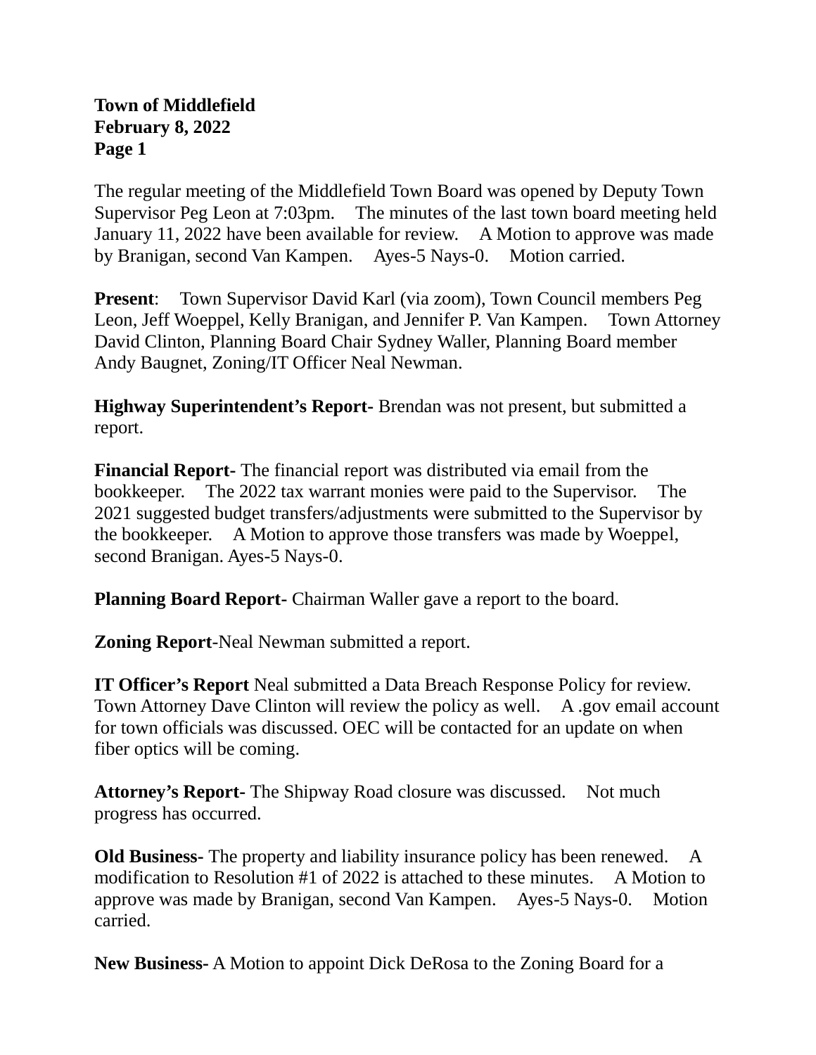**Town of Middlefield**
**February 8, 2022**

The regular meeting of the Middlefield Town Board was opened by Deputy Town Supervisor Peg Leon at 7:03pm. The minutes of the last town board meeting held January 11, 2022 have been available for review. A Motion to approve was made by Branigan, second Van Kampen. Ayes-5 Nays-0. Motion carried.

**Present**: Town Supervisor David Karl (via zoom), Town Council members Peg Leon, Jeff Woeppel, Kelly Branigan, and Jennifer P. Van Kampen. Town Attorney David Clinton, Planning Board Chair Sydney Waller, Planning Board member Andy Baugnet, Zoning/IT Officer Neal Newman.

**Highway Superintendent's Report-** Brendan was not present, but submitted a report.

**Financial Report-** The financial report was distributed via email from the bookkeeper. The 2022 tax warrant monies were paid to the Supervisor. The 2021 suggested budget transfers/adjustments were submitted to the Supervisor by the bookkeeper. A Motion to approve those transfers was made by Woeppel, second Branigan. Ayes-5 Nays-0.

**Planning Board Report-** Chairman Waller gave a report to the board.

**Zoning Report**-Neal Newman submitted a report.

**IT Officer's Report** Neal submitted a Data Breach Response Policy for review. Town Attorney Dave Clinton will review the policy as well. A .gov email account for town officials was discussed. OEC will be contacted for an update on when fiber optics will be coming.

**Attorney's Report-** The Shipway Road closure was discussed. Not much progress has occurred.

**Old Business-** The property and liability insurance policy has been renewed. A modification to Resolution #1 of 2022 is attached to these minutes. A Motion to approve was made by Branigan, second Van Kampen. Ayes-5 Nays-0. Motion carried.

**New Business-** A Motion to appoint Dick DeRosa to the Zoning Board for a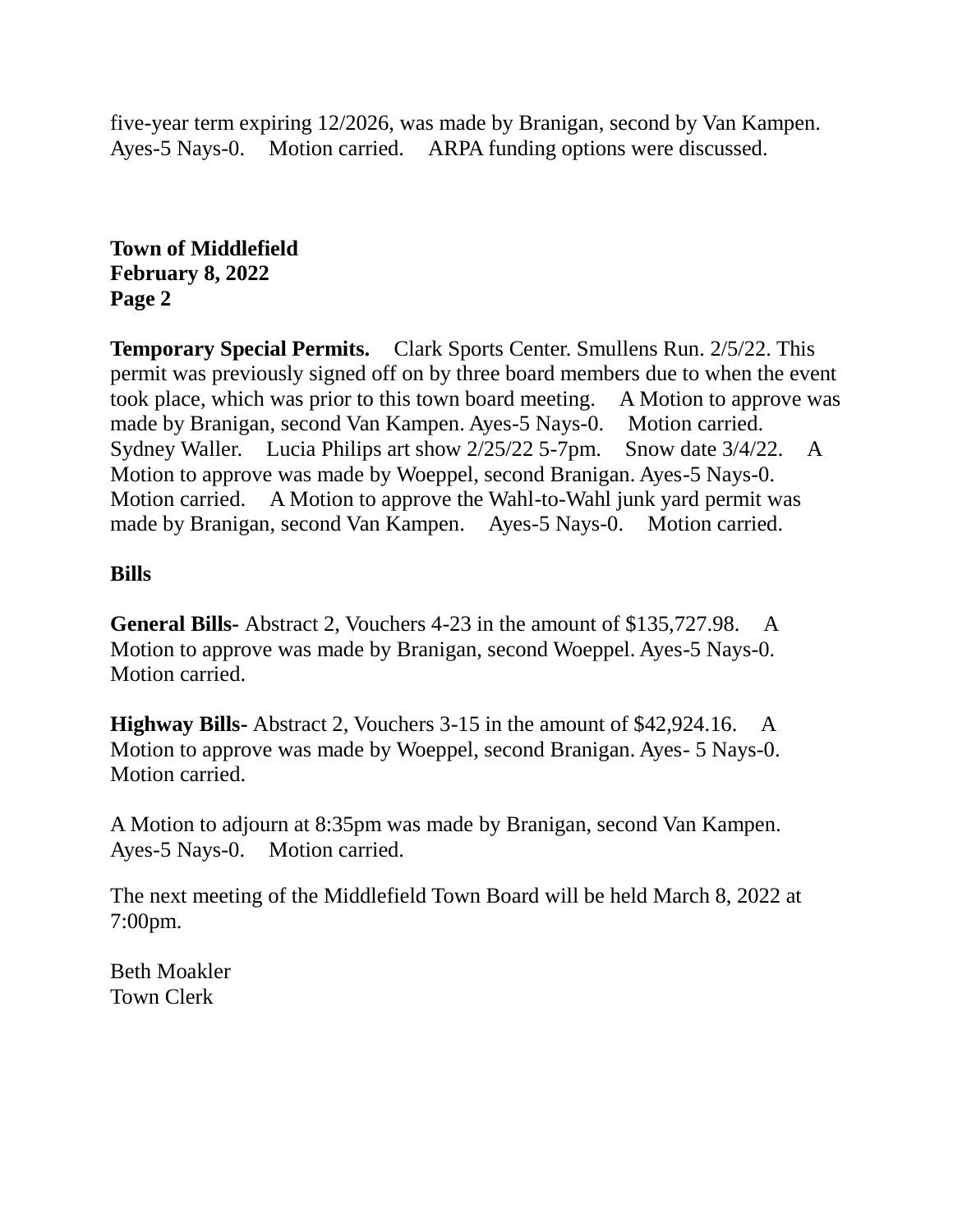five-year term expiring 12/2026, was made by Branigan, second by Van Kampen. Ayes-5 Nays-0. Motion carried. ARPA funding options were discussed.

**Town of Middlefield**
**February 8, 2022**
**Page 2**

**Temporary Special Permits.** Clark Sports Center. Smullens Run. 2/5/22. This permit was previously signed off on by three board members due to when the event took place, which was prior to this town board meeting. A Motion to approve was made by Branigan, second Van Kampen. Ayes-5 Nays-0. Motion carried. Sydney Waller. Lucia Philips art show 2/25/22 5-7pm. Snow date 3/4/22. A Motion to approve was made by Woeppel, second Branigan. Ayes-5 Nays-0. Motion carried. A Motion to approve the Wahl-to-Wahl junk yard permit was made by Branigan, second Van Kampen. Ayes-5 Nays-0. Motion carried.

**Bills**

**General Bills-** Abstract 2, Vouchers 4-23 in the amount of $135,727.98. A Motion to approve was made by Branigan, second Woeppel. Ayes-5 Nays-0. Motion carried.

**Highway Bills-** Abstract 2, Vouchers 3-15 in the amount of $42,924.16. A Motion to approve was made by Woeppel, second Branigan. Ayes- 5 Nays-0. Motion carried.

A Motion to adjourn at 8:35pm was made by Branigan, second Van Kampen. Ayes-5 Nays-0. Motion carried.

The next meeting of the Middlefield Town Board will be held March 8, 2022 at 7:00pm.

Beth Moakler
Town Clerk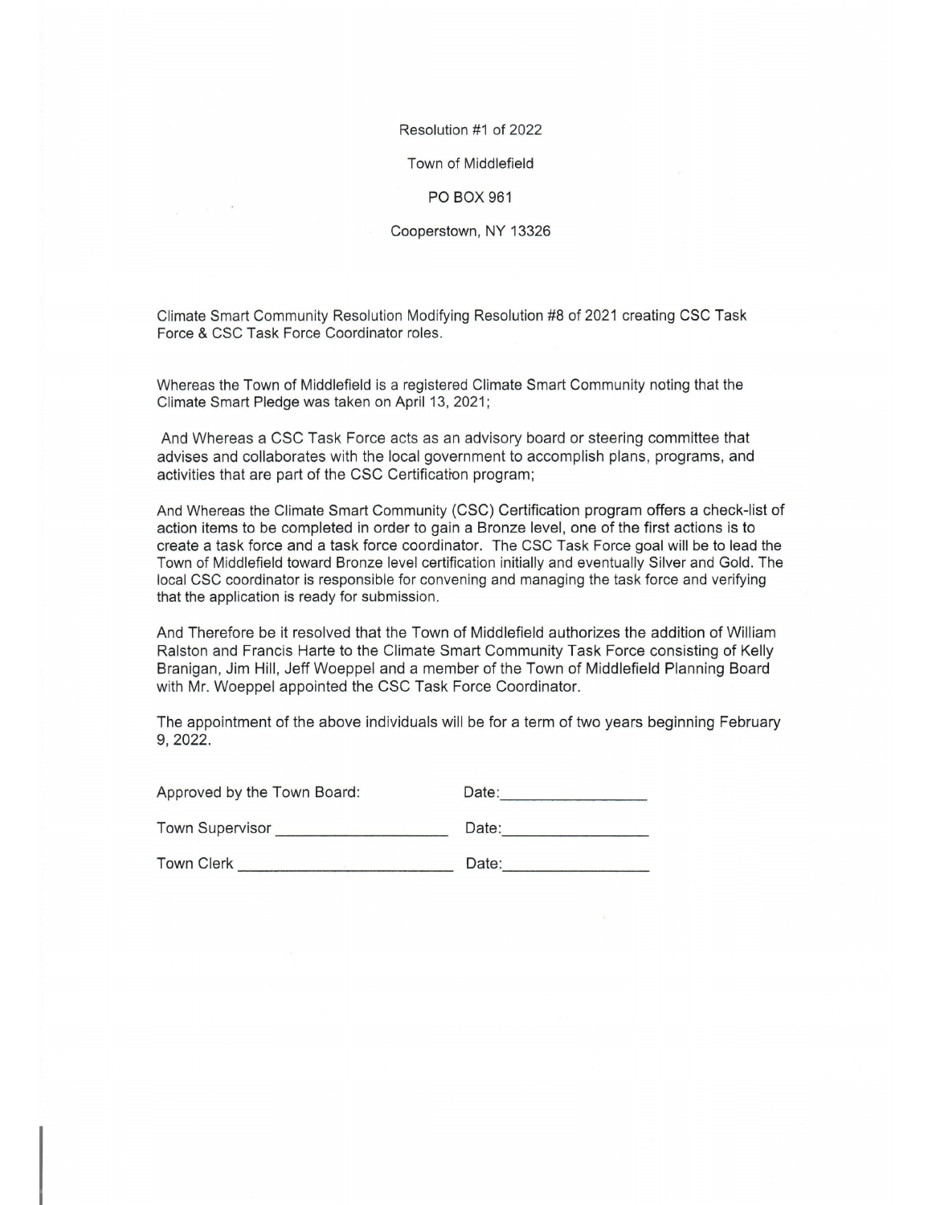Resolution #1 of 2022

Town of Middlefield

PO BOX 961

Cooperstown, NY 13326

Climate Smart Community Resolution Modifying Resolution #8 of 2021 creating CSC Task Force & CSC Task Force Coordinator roles.

Whereas the Town of Middlefield is a registered Climate Smart Community noting that the Climate Smart Pledge was taken on April 13, 2021;

And Whereas a CSC Task Force acts as an advisory board or steering committee that advises and collaborates with the local government to accomplish plans, programs, and activities that are part of the CSC Certification program;

And Whereas the Climate Smart Community (CSC) Certification program offers a check-list of action items to be completed in order to gain a Bronze level, one of the first actions is to create a task force and a task force coordinator. The CSC Task Force goal will be to lead the Town of Middlefield toward Bronze level certification initially and eventually Silver and Gold. The local CSC coordinator is responsible for convening and managing the task force and verifying that the application is ready for submission.

And Therefore be it resolved that the Town of Middlefield authorizes the addition of William Ralston and Francis Harte to the Climate Smart Community Task Force consisting of Kelly Branigan, Jim Hill, Jeff Woeppel and a member of the Town of Middlefield Planning Board with Mr. Woeppel appointed the CSC Task Force Coordinator.

The appointment of the above individuals will be for a term of two years beginning February 9, 2022.

Approved by the Town Board: Date:________________

Town Supervisor ____________________ Date:________________

Town Clerk ________________________ Date:________________